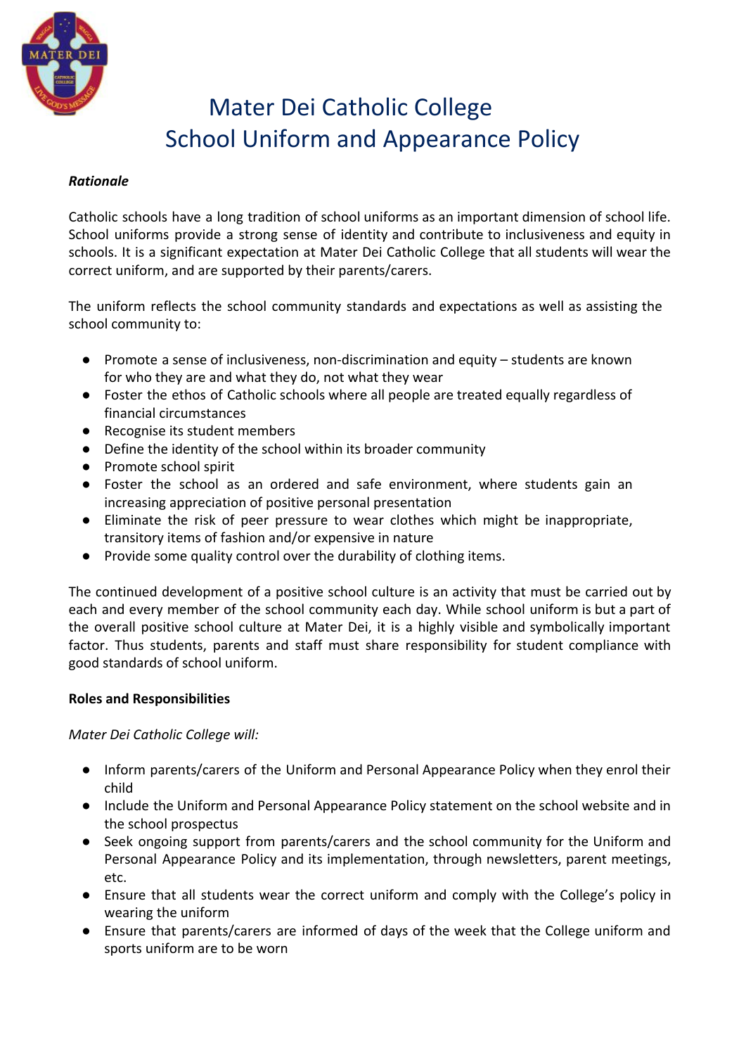# Mater Dei Catholic College
# School Uniform and Appearance Policy

***Rationale***

Catholic schools have a long tradition of school uniforms as an important dimension of school life. School uniforms provide a strong sense of identity and contribute to inclusiveness and equity in schools. It is a significant expectation at Mater Dei Catholic College that all students will wear the correct uniform, and are supported by their parents/carers.

The uniform reflects the school community standards and expectations as well as assisting the school community to:

- Promote a sense of inclusiveness, non-discrimination and equity – students are known for who they are and what they do, not what they wear
- Foster the ethos of Catholic schools where all people are treated equally regardless of financial circumstances
- Recognise its student members
- Define the identity of the school within its broader community
- Promote school spirit
- Foster the school as an ordered and safe environment, where students gain an increasing appreciation of positive personal presentation
- Eliminate the risk of peer pressure to wear clothes which might be inappropriate, transitory items of fashion and/or expensive in nature
- Provide some quality control over the durability of clothing items.

The continued development of a positive school culture is an activity that must be carried out by each and every member of the school community each day. While school uniform is but a part of the overall positive school culture at Mater Dei, it is a highly visible and symbolically important factor. Thus students, parents and staff must share responsibility for student compliance with good standards of school uniform.

**Roles and Responsibilities**

*Mater Dei Catholic College will:*

- Inform parents/carers of the Uniform and Personal Appearance Policy when they enrol their child
- Include the Uniform and Personal Appearance Policy statement on the school website and in the school prospectus
- Seek ongoing support from parents/carers and the school community for the Uniform and Personal Appearance Policy and its implementation, through newsletters, parent meetings, etc.
- Ensure that all students wear the correct uniform and comply with the College's policy in wearing the uniform
- Ensure that parents/carers are informed of days of the week that the College uniform and sports uniform are to be worn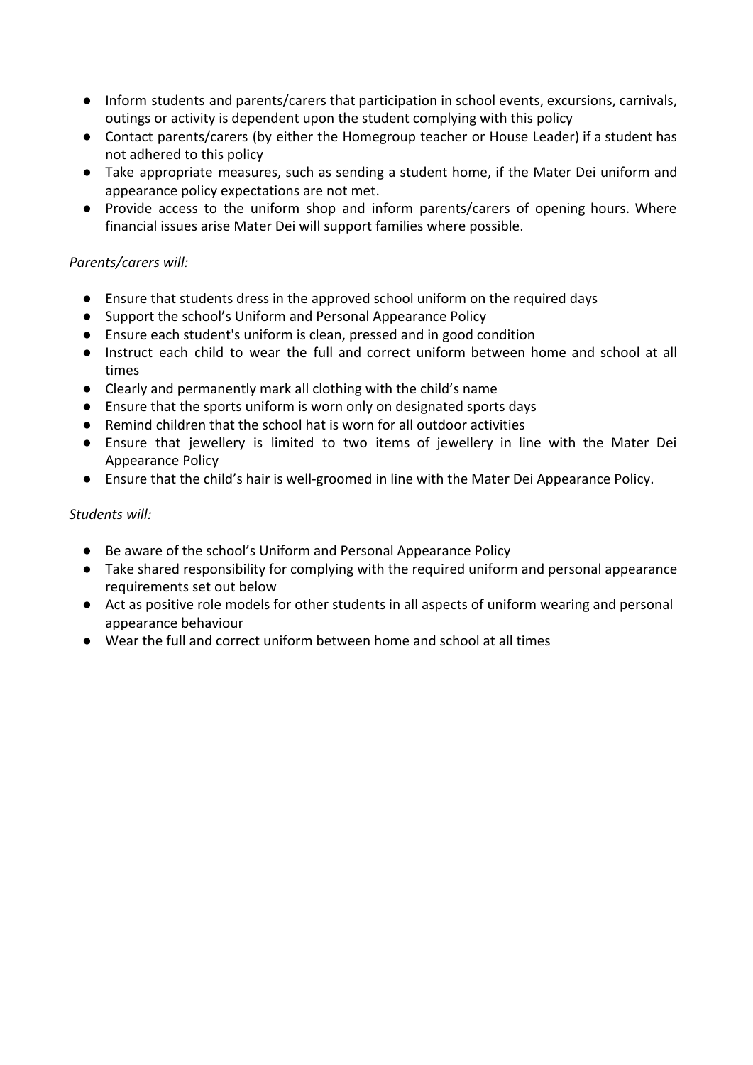- Inform students and parents/carers that participation in school events, excursions, carnivals, outings or activity is dependent upon the student complying with this policy
- Contact parents/carers (by either the Homegroup teacher or House Leader) if a student has not adhered to this policy
- Take appropriate measures, such as sending a student home, if the Mater Dei uniform and appearance policy expectations are not met.
- Provide access to the uniform shop and inform parents/carers of opening hours. Where financial issues arise Mater Dei will support families where possible.

*Parents/carers will:*

- Ensure that students dress in the approved school uniform on the required days
- Support the school's Uniform and Personal Appearance Policy
- Ensure each student's uniform is clean, pressed and in good condition
- Instruct each child to wear the full and correct uniform between home and school at all times
- Clearly and permanently mark all clothing with the child's name
- Ensure that the sports uniform is worn only on designated sports days
- Remind children that the school hat is worn for all outdoor activities
- Ensure that jewellery is limited to two items of jewellery in line with the Mater Dei Appearance Policy
- Ensure that the child's hair is well-groomed in line with the Mater Dei Appearance Policy.

*Students will:*

- Be aware of the school's Uniform and Personal Appearance Policy
- Take shared responsibility for complying with the required uniform and personal appearance requirements set out below
- Act as positive role models for other students in all aspects of uniform wearing and personal appearance behaviour
- Wear the full and correct uniform between home and school at all times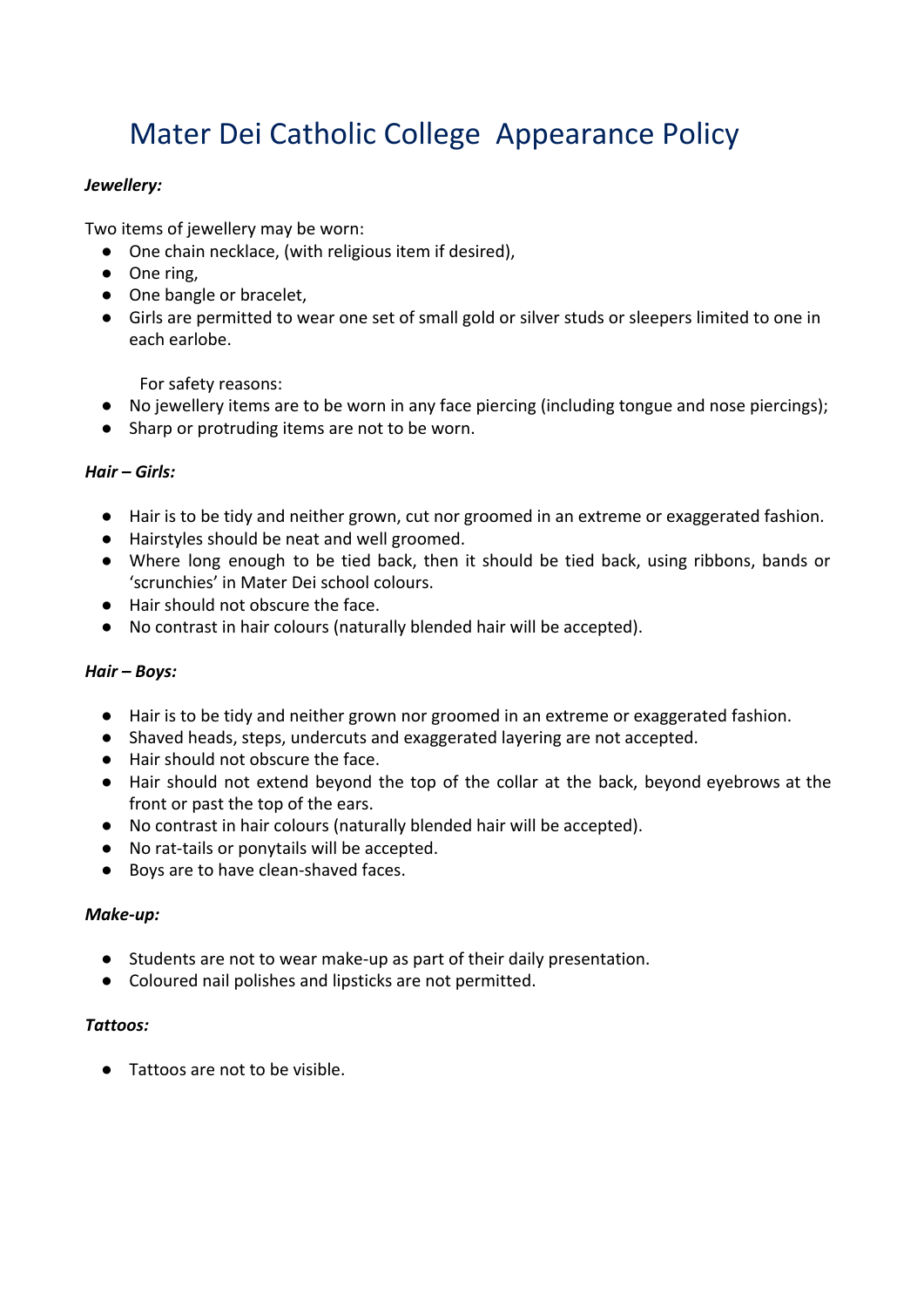# Mater Dei Catholic College  Appearance Policy

***Jewellery:***

Two items of jewellery may be worn:

- One chain necklace, (with religious item if desired),
- One ring,
- One bangle or bracelet,
- Girls are permitted to wear one set of small gold or silver studs or sleepers limited to one in each earlobe.

For safety reasons:

- No jewellery items are to be worn in any face piercing (including tongue and nose piercings);
- Sharp or protruding items are not to be worn.

***Hair – Girls:***

- Hair is to be tidy and neither grown, cut nor groomed in an extreme or exaggerated fashion.
- Hairstyles should be neat and well groomed.
- Where long enough to be tied back, then it should be tied back, using ribbons, bands or 'scrunchies' in Mater Dei school colours.
- Hair should not obscure the face.
- No contrast in hair colours (naturally blended hair will be accepted).

***Hair – Boys:***

- Hair is to be tidy and neither grown nor groomed in an extreme or exaggerated fashion.
- Shaved heads, steps, undercuts and exaggerated layering are not accepted.
- Hair should not obscure the face.
- Hair should not extend beyond the top of the collar at the back, beyond eyebrows at the front or past the top of the ears.
- No contrast in hair colours (naturally blended hair will be accepted).
- No rat-tails or ponytails will be accepted.
- Boys are to have clean-shaved faces.

***Make-up:***

- Students are not to wear make-up as part of their daily presentation.
- Coloured nail polishes and lipsticks are not permitted.

***Tattoos:***

- Tattoos are not to be visible.